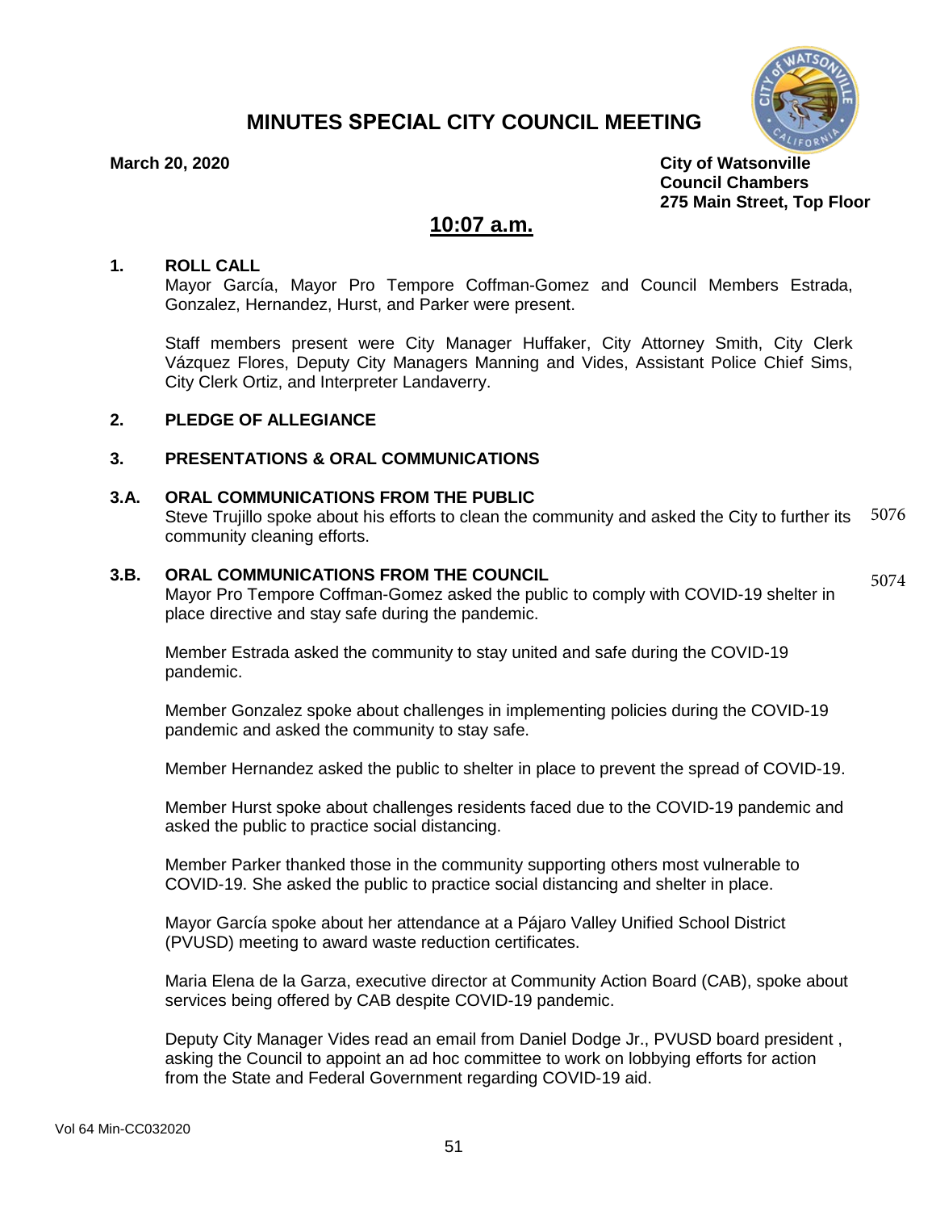# MINUTES SPECIAL CITY COUNCIL MEETING

**March 20, 2020**

**City of Watsonville**
**Council Chambers**
**275 Main Street, Top Floor**

## 10:07 a.m.

### 1. ROLL CALL

Mayor García, Mayor Pro Tempore Coffman-Gomez and Council Members Estrada, Gonzalez, Hernandez, Hurst, and Parker were present.

Staff members present were City Manager Huffaker, City Attorney Smith, City Clerk Vázquez Flores, Deputy City Managers Manning and Vides, Assistant Police Chief Sims, City Clerk Ortiz, and Interpreter Landaverry.

### 2. PLEDGE OF ALLEGIANCE

### 3. PRESENTATIONS & ORAL COMMUNICATIONS

### 3.A. ORAL COMMUNICATIONS FROM THE PUBLIC

Steve Trujillo spoke about his efforts to clean the community and asked the City to further its community cleaning efforts. 5076

### 3.B. ORAL COMMUNICATIONS FROM THE COUNCIL

5074

Mayor Pro Tempore Coffman-Gomez asked the public to comply with COVID-19 shelter in place directive and stay safe during the pandemic.

Member Estrada asked the community to stay united and safe during the COVID-19 pandemic.

Member Gonzalez spoke about challenges in implementing policies during the COVID-19 pandemic and asked the community to stay safe.

Member Hernandez asked the public to shelter in place to prevent the spread of COVID-19.

Member Hurst spoke about challenges residents faced due to the COVID-19 pandemic and asked the public to practice social distancing.

Member Parker thanked those in the community supporting others most vulnerable to COVID-19. She asked the public to practice social distancing and shelter in place.

Mayor García spoke about her attendance at a Pájaro Valley Unified School District (PVUSD) meeting to award waste reduction certificates.

Maria Elena de la Garza, executive director at Community Action Board (CAB), spoke about services being offered by CAB despite COVID-19 pandemic.

Deputy City Manager Vides read an email from Daniel Dodge Jr., PVUSD board president , asking the Council to appoint an ad hoc committee to work on lobbying efforts for action from the State and Federal Government regarding COVID-19 aid.

Vol 64 Min-CC032020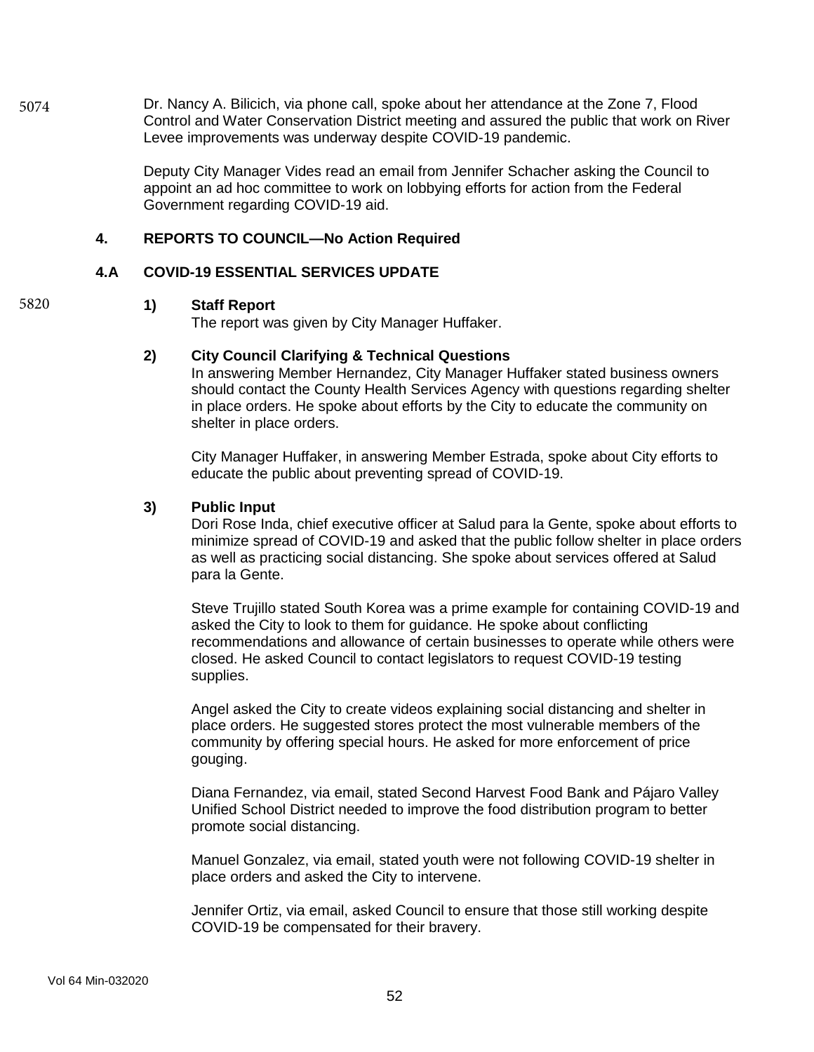5074 Dr. Nancy A. Bilicich, via phone call, spoke about her attendance at the Zone 7, Flood Control and Water Conservation District meeting and assured the public that work on River Levee improvements was underway despite COVID-19 pandemic.

Deputy City Manager Vides read an email from Jennifer Schacher asking the Council to appoint an ad hoc committee to work on lobbying efforts for action from the Federal Government regarding COVID-19 aid.

## 4. REPORTS TO COUNCIL—No Action Required

### 4.A COVID-19 ESSENTIAL SERVICES UPDATE

5820

**1) Staff Report**

The report was given by City Manager Huffaker.

**2) City Council Clarifying & Technical Questions**

In answering Member Hernandez, City Manager Huffaker stated business owners should contact the County Health Services Agency with questions regarding shelter in place orders. He spoke about efforts by the City to educate the community on shelter in place orders.

City Manager Huffaker, in answering Member Estrada, spoke about City efforts to educate the public about preventing spread of COVID-19.

**3) Public Input**

Dori Rose Inda, chief executive officer at Salud para la Gente, spoke about efforts to minimize spread of COVID-19 and asked that the public follow shelter in place orders as well as practicing social distancing. She spoke about services offered at Salud para la Gente.

Steve Trujillo stated South Korea was a prime example for containing COVID-19 and asked the City to look to them for guidance. He spoke about conflicting recommendations and allowance of certain businesses to operate while others were closed. He asked Council to contact legislators to request COVID-19 testing supplies.

Angel asked the City to create videos explaining social distancing and shelter in place orders. He suggested stores protect the most vulnerable members of the community by offering special hours. He asked for more enforcement of price gouging.

Diana Fernandez, via email, stated Second Harvest Food Bank and Pájaro Valley Unified School District needed to improve the food distribution program to better promote social distancing.

Manuel Gonzalez, via email, stated youth were not following COVID-19 shelter in place orders and asked the City to intervene.

Jennifer Ortiz, via email, asked Council to ensure that those still working despite COVID-19 be compensated for their bravery.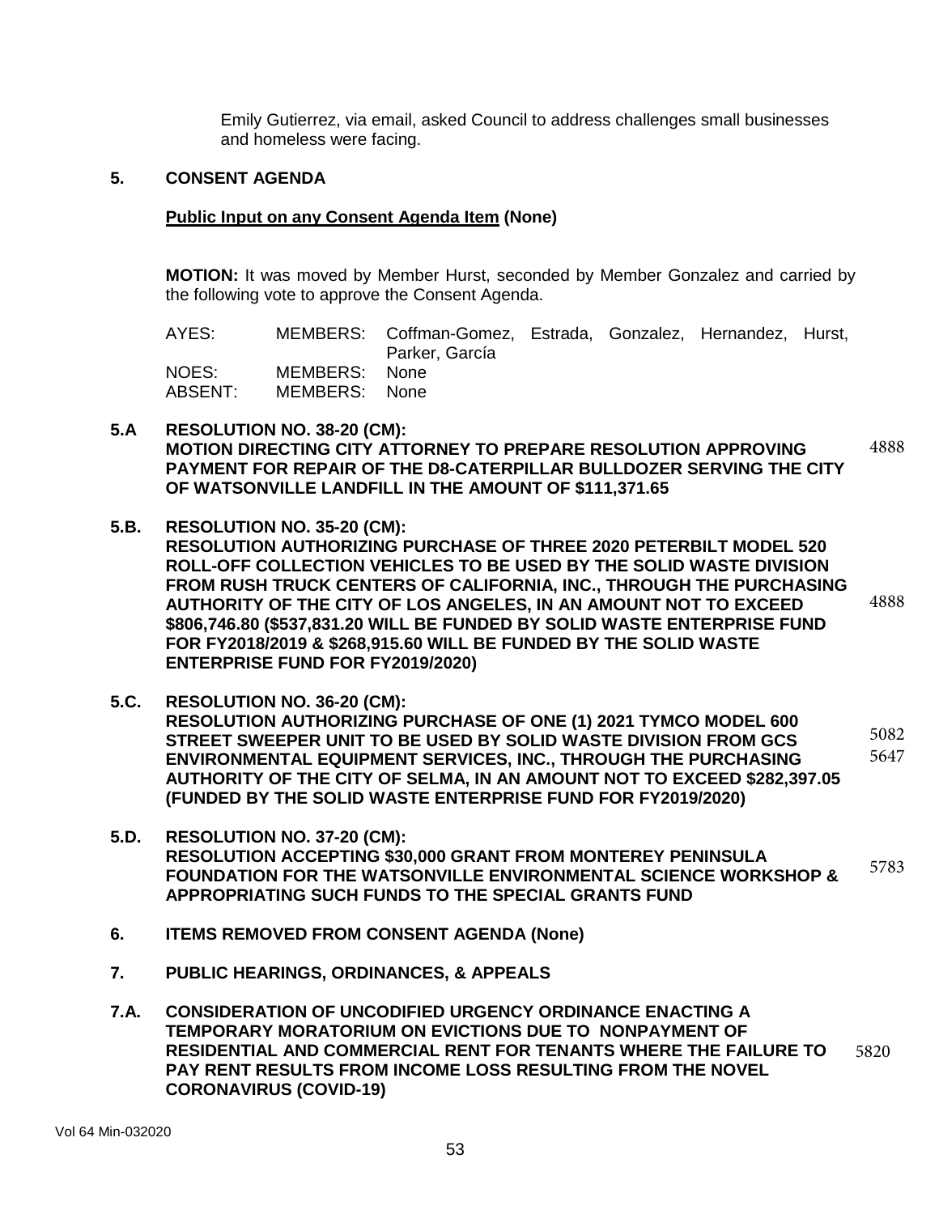Emily Gutierrez, via email, asked Council to address challenges small businesses and homeless were facing.

**5. CONSENT AGENDA**

**Public Input on any Consent Agenda Item (None)**

**MOTION:** It was moved by Member Hurst, seconded by Member Gonzalez and carried by the following vote to approve the Consent Agenda.

| | | |
|---|---|---|
| AYES: | MEMBERS: | Coffman-Gomez, Estrada, Gonzalez, Hernandez, Hurst, Parker, García |
| NOES: | MEMBERS: | None |
| ABSENT: | MEMBERS: | None |

**5.A RESOLUTION NO. 38-20 (CM):**
**MOTION DIRECTING CITY ATTORNEY TO PREPARE RESOLUTION APPROVING PAYMENT FOR REPAIR OF THE D8-CATERPILLAR BULLDOZER SERVING THE CITY OF WATSONVILLE LANDFILL IN THE AMOUNT OF $111,371.65** 4888

**5.B. RESOLUTION NO. 35-20 (CM):**
**RESOLUTION AUTHORIZING PURCHASE OF THREE 2020 PETERBILT MODEL 520 ROLL-OFF COLLECTION VEHICLES TO BE USED BY THE SOLID WASTE DIVISION FROM RUSH TRUCK CENTERS OF CALIFORNIA, INC., THROUGH THE PURCHASING AUTHORITY OF THE CITY OF LOS ANGELES, IN AN AMOUNT NOT TO EXCEED $806,746.80 ($537,831.20 WILL BE FUNDED BY SOLID WASTE ENTERPRISE FUND FOR FY2018/2019 & $268,915.60 WILL BE FUNDED BY THE SOLID WASTE ENTERPRISE FUND FOR FY2019/2020)** 4888

**5.C. RESOLUTION NO. 36-20 (CM):**
**RESOLUTION AUTHORIZING PURCHASE OF ONE (1) 2021 TYMCO MODEL 600 STREET SWEEPER UNIT TO BE USED BY SOLID WASTE DIVISION FROM GCS ENVIRONMENTAL EQUIPMENT SERVICES, INC., THROUGH THE PURCHASING AUTHORITY OF THE CITY OF SELMA, IN AN AMOUNT NOT TO EXCEED $282,397.05 (FUNDED BY THE SOLID WASTE ENTERPRISE FUND FOR FY2019/2020)** 5082 5647

**5.D. RESOLUTION NO. 37-20 (CM):**
**RESOLUTION ACCEPTING $30,000 GRANT FROM MONTEREY PENINSULA FOUNDATION FOR THE WATSONVILLE ENVIRONMENTAL SCIENCE WORKSHOP & APPROPRIATING SUCH FUNDS TO THE SPECIAL GRANTS FUND** 5783

**6. ITEMS REMOVED FROM CONSENT AGENDA (None)**

**7. PUBLIC HEARINGS, ORDINANCES, & APPEALS**

**7.A. CONSIDERATION OF UNCODIFIED URGENCY ORDINANCE ENACTING A TEMPORARY MORATORIUM ON EVICTIONS DUE TO NONPAYMENT OF RESIDENTIAL AND COMMERCIAL RENT FOR TENANTS WHERE THE FAILURE TO PAY RENT RESULTS FROM INCOME LOSS RESULTING FROM THE NOVEL CORONAVIRUS (COVID-19)** 5820

Vol 64 Min-032020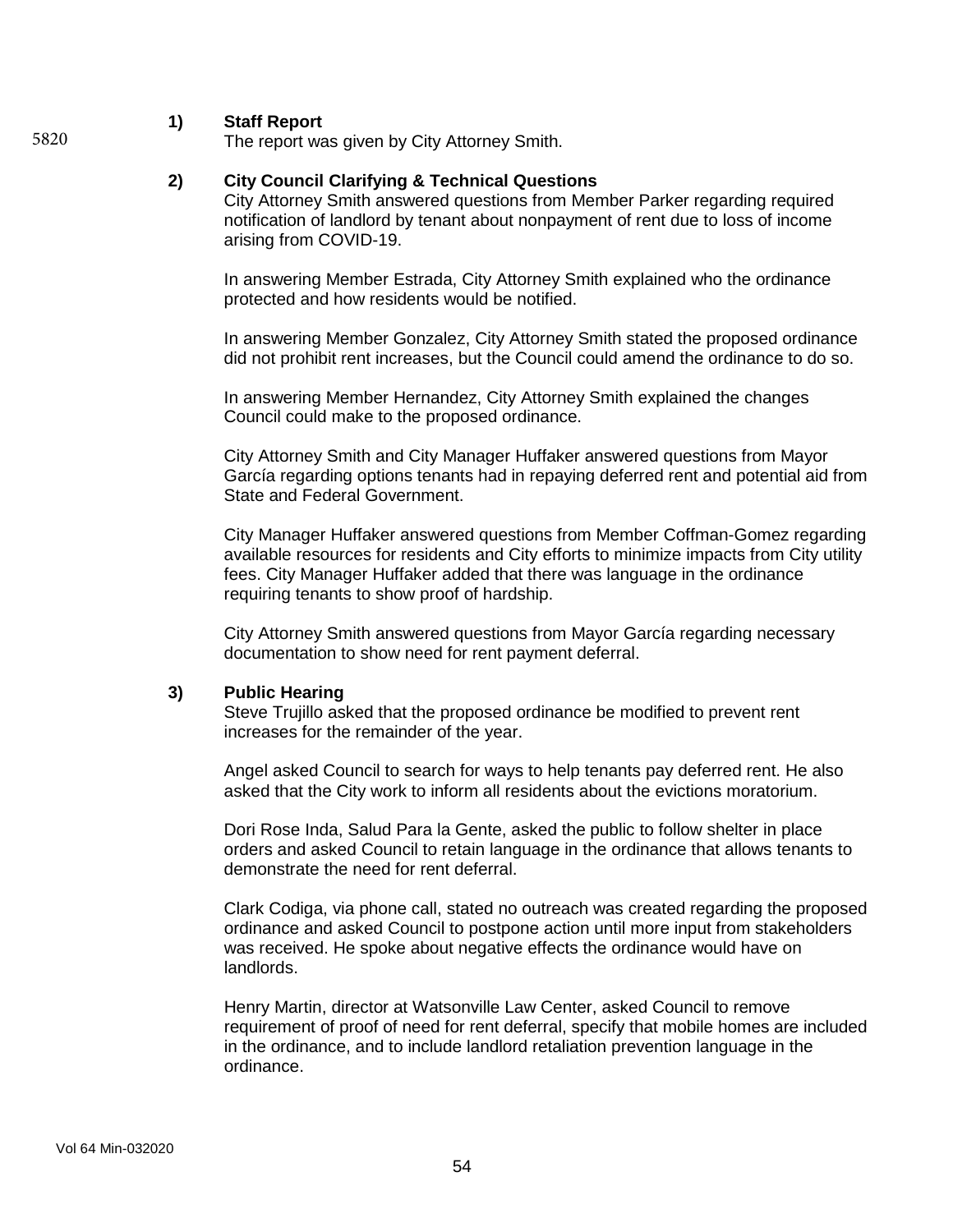5820

**1) Staff Report**

The report was given by City Attorney Smith.

**2) City Council Clarifying & Technical Questions**

City Attorney Smith answered questions from Member Parker regarding required notification of landlord by tenant about nonpayment of rent due to loss of income arising from COVID-19.

In answering Member Estrada, City Attorney Smith explained who the ordinance protected and how residents would be notified.

In answering Member Gonzalez, City Attorney Smith stated the proposed ordinance did not prohibit rent increases, but the Council could amend the ordinance to do so.

In answering Member Hernandez, City Attorney Smith explained the changes Council could make to the proposed ordinance.

City Attorney Smith and City Manager Huffaker answered questions from Mayor García regarding options tenants had in repaying deferred rent and potential aid from State and Federal Government.

City Manager Huffaker answered questions from Member Coffman-Gomez regarding available resources for residents and City efforts to minimize impacts from City utility fees. City Manager Huffaker added that there was language in the ordinance requiring tenants to show proof of hardship.

City Attorney Smith answered questions from Mayor García regarding necessary documentation to show need for rent payment deferral.

**3) Public Hearing**

Steve Trujillo asked that the proposed ordinance be modified to prevent rent increases for the remainder of the year.

Angel asked Council to search for ways to help tenants pay deferred rent. He also asked that the City work to inform all residents about the evictions moratorium.

Dori Rose Inda, Salud Para la Gente, asked the public to follow shelter in place orders and asked Council to retain language in the ordinance that allows tenants to demonstrate the need for rent deferral.

Clark Codiga, via phone call, stated no outreach was created regarding the proposed ordinance and asked Council to postpone action until more input from stakeholders was received. He spoke about negative effects the ordinance would have on landlords.

Henry Martin, director at Watsonville Law Center, asked Council to remove requirement of proof of need for rent deferral, specify that mobile homes are included in the ordinance, and to include landlord retaliation prevention language in the ordinance.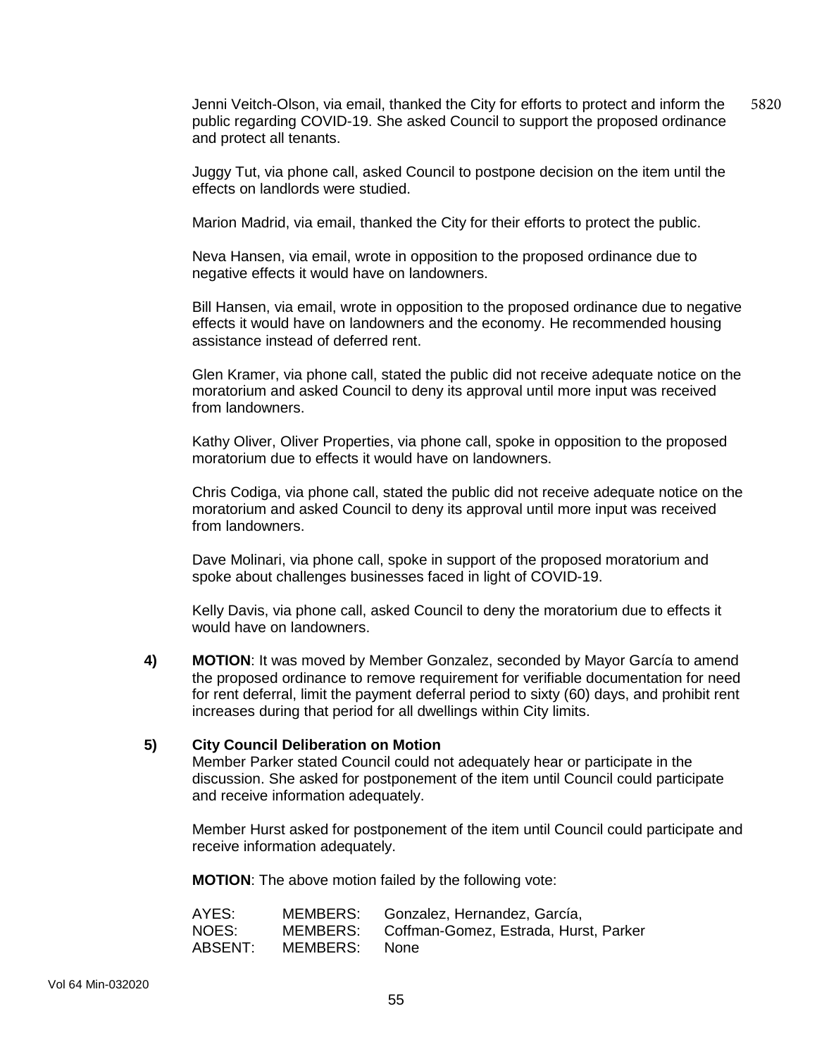Jenni Veitch-Olson, via email, thanked the City for efforts to protect and inform the public regarding COVID-19. She asked Council to support the proposed ordinance and protect all tenants.

Juggy Tut, via phone call, asked Council to postpone decision on the item until the effects on landlords were studied.

Marion Madrid, via email, thanked the City for their efforts to protect the public.

Neva Hansen, via email, wrote in opposition to the proposed ordinance due to negative effects it would have on landowners.

Bill Hansen, via email, wrote in opposition to the proposed ordinance due to negative effects it would have on landowners and the economy. He recommended housing assistance instead of deferred rent.

Glen Kramer, via phone call, stated the public did not receive adequate notice on the moratorium and asked Council to deny its approval until more input was received from landowners.

Kathy Oliver, Oliver Properties, via phone call, spoke in opposition to the proposed moratorium due to effects it would have on landowners.

Chris Codiga, via phone call, stated the public did not receive adequate notice on the moratorium and asked Council to deny its approval until more input was received from landowners.

Dave Molinari, via phone call, spoke in support of the proposed moratorium and spoke about challenges businesses faced in light of COVID-19.

Kelly Davis, via phone call, asked Council to deny the moratorium due to effects it would have on landowners.

**4)** **MOTION**: It was moved by Member Gonzalez, seconded by Mayor García to amend the proposed ordinance to remove requirement for verifiable documentation for need for rent deferral, limit the payment deferral period to sixty (60) days, and prohibit rent increases during that period for all dwellings within City limits.

**5)** **City Council Deliberation on Motion**

Member Parker stated Council could not adequately hear or participate in the discussion. She asked for postponement of the item until Council could participate and receive information adequately.

Member Hurst asked for postponement of the item until Council could participate and receive information adequately.

**MOTION**: The above motion failed by the following vote:

| | | |
|---|---|---|
| AYES: | MEMBERS: | Gonzalez, Hernandez, García, |
| NOES: | MEMBERS: | Coffman-Gomez, Estrada, Hurst, Parker |
| ABSENT: | MEMBERS: | None |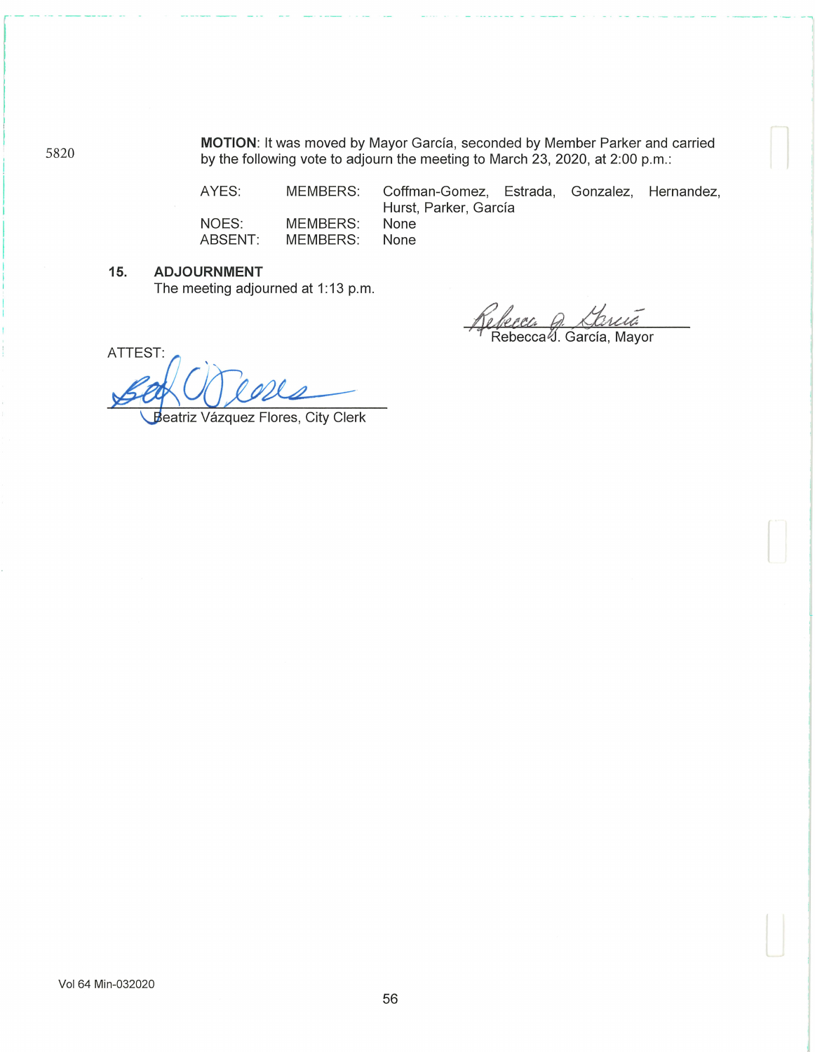5820

**MOTION**: It was moved by Mayor García, seconded by Member Parker and carried by the following vote to adjourn the meeting to March 23, 2020, at 2:00 p.m.:

| | | |
|---|---|---|
| AYES: | MEMBERS: | Coffman-Gomez, Estrada, Gonzalez, Hernandez, Hurst, Parker, García |
| NOES: | MEMBERS: | None |
| ABSENT: | MEMBERS: | None |

## 15. ADJOURNMENT

The meeting adjourned at 1:13 p.m.

Rebecca J. García, Mayor

ATTEST:

Beatriz Vázquez Flores, City Clerk

Vol 64 Min-032020